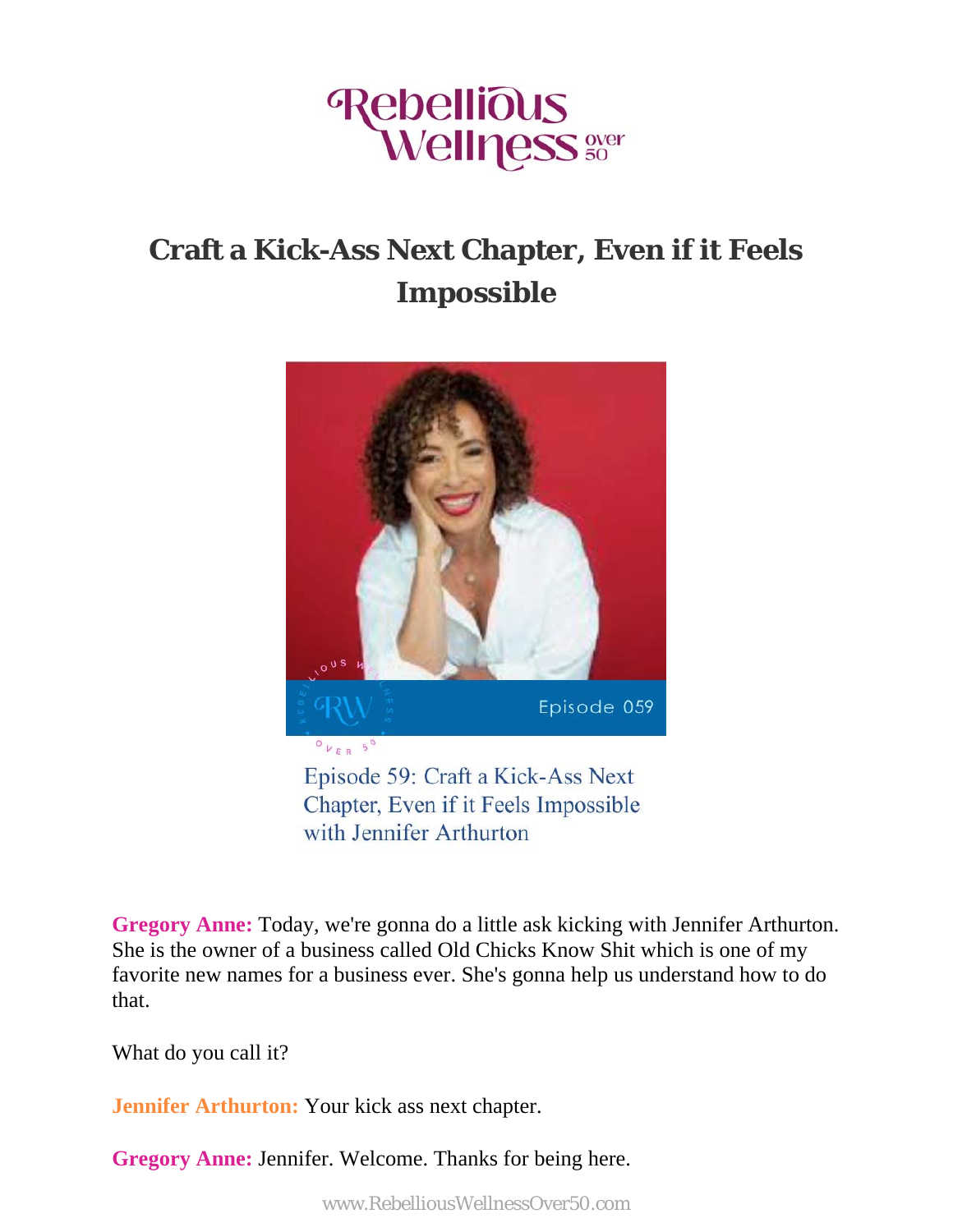# Craft a Kick-Ass Next Chapter, Even if it Feels Impossible

Episode 59: Craft a Kick-Ass Next Chapter, Even if it Feels Impossible with Jennifer Arthurton

**Gregory Anne:** Today, we're gonna do a little ask kicking with Jennifer Arthurton. She is the owner of a business called Old Chicks Know Shit which is one of my favorite new names for a business ever. She's gonna help us understand how to do that.

What do you call it?

**Jennifer Arthurton:** Your kick ass next chapter.

**Gregory Anne:** Jennifer. Welcome. Thanks for being here.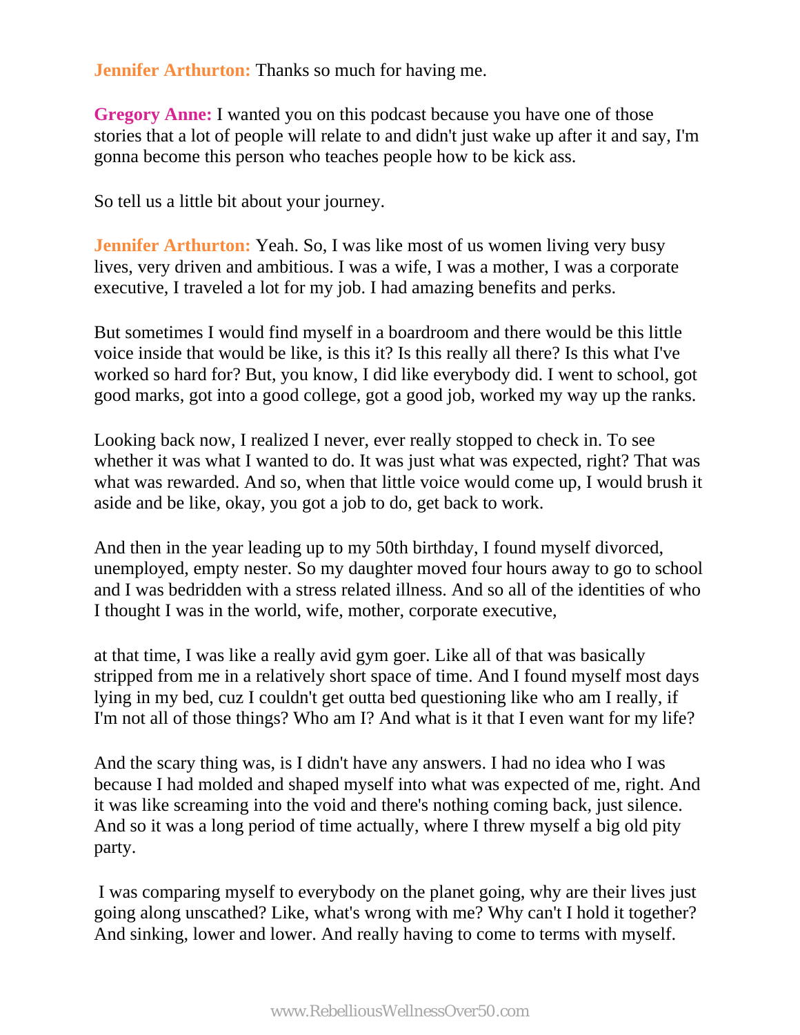**Jennifer Arthurton:** Thanks so much for having me.

**Gregory Anne:** I wanted you on this podcast because you have one of those stories that a lot of people will relate to and didn't just wake up after it and say, I'm gonna become this person who teaches people how to be kick ass.

So tell us a little bit about your journey.

**Jennifer Arthurton:** Yeah. So, I was like most of us women living very busy lives, very driven and ambitious. I was a wife, I was a mother, I was a corporate executive, I traveled a lot for my job. I had amazing benefits and perks.

But sometimes I would find myself in a boardroom and there would be this little voice inside that would be like, is this it? Is this really all there? Is this what I've worked so hard for? But, you know, I did like everybody did. I went to school, got good marks, got into a good college, got a good job, worked my way up the ranks.

Looking back now, I realized I never, ever really stopped to check in. To see whether it was what I wanted to do. It was just what was expected, right? That was what was rewarded. And so, when that little voice would come up, I would brush it aside and be like, okay, you got a job to do, get back to work.

And then in the year leading up to my 50th birthday, I found myself divorced, unemployed, empty nester. So my daughter moved four hours away to go to school and I was bedridden with a stress related illness. And so all of the identities of who I thought I was in the world, wife, mother, corporate executive,

at that time, I was like a really avid gym goer. Like all of that was basically stripped from me in a relatively short space of time. And I found myself most days lying in my bed, cuz I couldn't get outta bed questioning like who am I really, if I'm not all of those things? Who am I? And what is it that I even want for my life?

And the scary thing was, is I didn't have any answers. I had no idea who I was because I had molded and shaped myself into what was expected of me, right. And it was like screaming into the void and there's nothing coming back, just silence. And so it was a long period of time actually, where I threw myself a big old pity party.

I was comparing myself to everybody on the planet going, why are their lives just going along unscathed? Like, what's wrong with me? Why can't I hold it together? And sinking, lower and lower. And really having to come to terms with myself.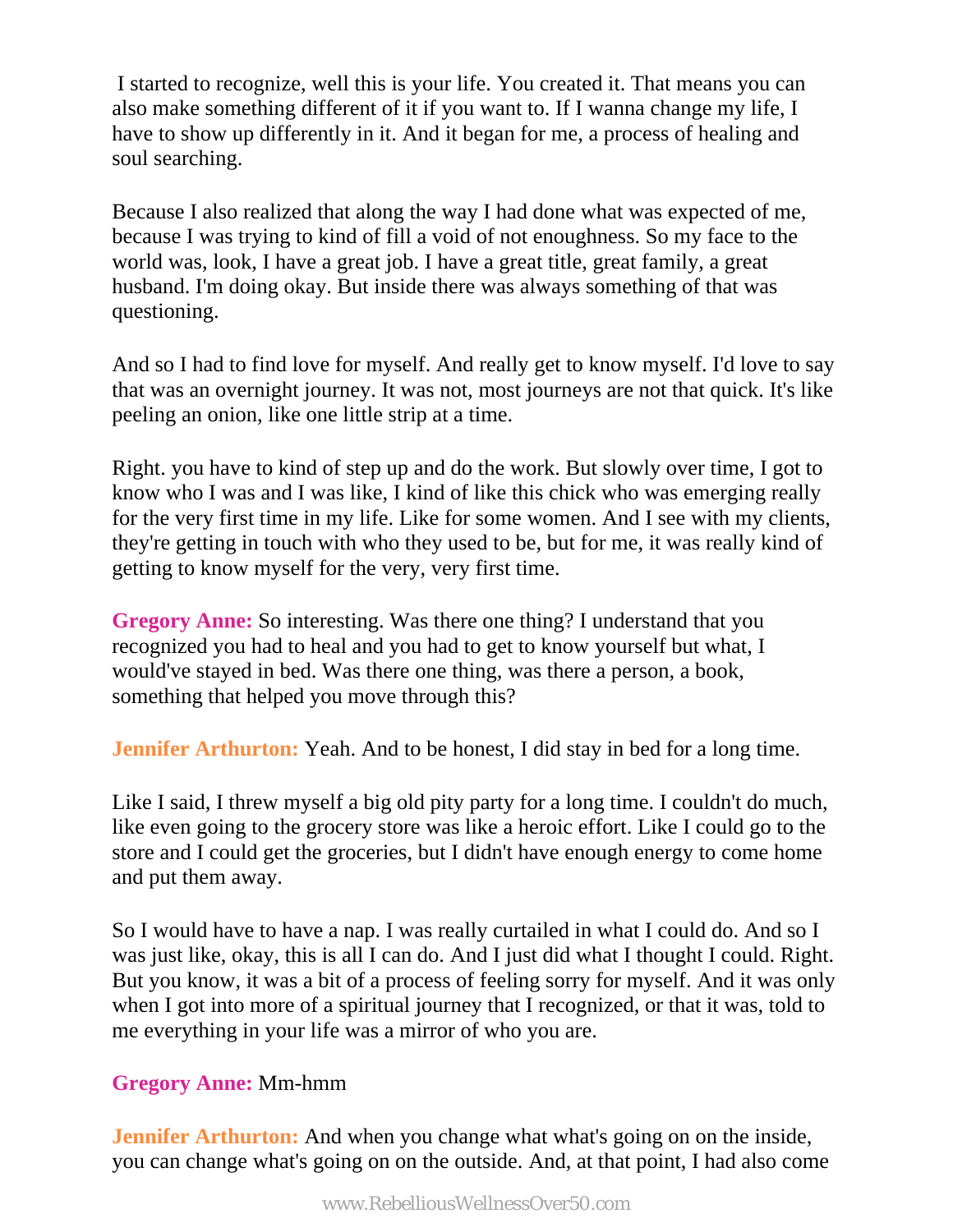I started to recognize, well this is your life. You created it. That means you can also make something different of it if you want to. If I wanna change my life, I have to show up differently in it. And it began for me, a process of healing and soul searching.

Because I also realized that along the way I had done what was expected of me, because I was trying to kind of fill a void of not enoughness. So my face to the world was, look, I have a great job. I have a great title, great family, a great husband. I'm doing okay. But inside there was always something of that was questioning.

And so I had to find love for myself. And really get to know myself. I'd love to say that was an overnight journey. It was not, most journeys are not that quick. It's like peeling an onion, like one little strip at a time.

Right. you have to kind of step up and do the work. But slowly over time, I got to know who I was and I was like, I kind of like this chick who was emerging really for the very first time in my life. Like for some women. And I see with my clients, they're getting in touch with who they used to be, but for me, it was really kind of getting to know myself for the very, very first time.

**Gregory Anne:** So interesting. Was there one thing? I understand that you recognized you had to heal and you had to get to know yourself but what, I would've stayed in bed. Was there one thing, was there a person, a book, something that helped you move through this?

**Jennifer Arthurton:** Yeah. And to be honest, I did stay in bed for a long time.

Like I said, I threw myself a big old pity party for a long time. I couldn't do much, like even going to the grocery store was like a heroic effort. Like I could go to the store and I could get the groceries, but I didn't have enough energy to come home and put them away.

So I would have to have a nap. I was really curtailed in what I could do. And so I was just like, okay, this is all I can do. And I just did what I thought I could. Right. But you know, it was a bit of a process of feeling sorry for myself. And it was only when I got into more of a spiritual journey that I recognized, or that it was, told to me everything in your life was a mirror of who you are.

**Gregory Anne:** Mm-hmm

**Jennifer Arthurton:** And when you change what what's going on on the inside, you can change what's going on on the outside. And, at that point, I had also come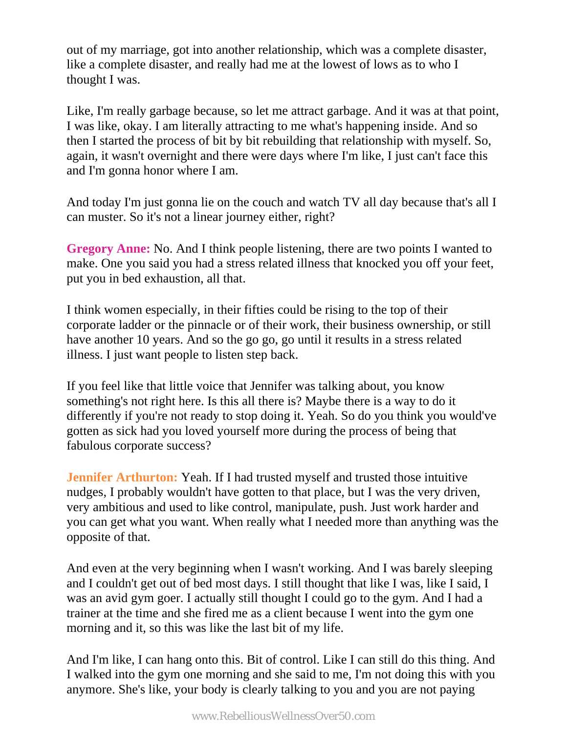out of my marriage, got into another relationship, which was a complete disaster, like a complete disaster, and really had me at the lowest of lows as to who I thought I was.

Like, I'm really garbage because, so let me attract garbage. And it was at that point, I was like, okay. I am literally attracting to me what's happening inside. And so then I started the process of bit by bit rebuilding that relationship with myself. So, again, it wasn't overnight and there were days where I'm like, I just can't face this and I'm gonna honor where I am.

And today I'm just gonna lie on the couch and watch TV all day because that's all I can muster. So it's not a linear journey either, right?

**Gregory Anne:** No. And I think people listening, there are two points I wanted to make. One you said you had a stress related illness that knocked you off your feet, put you in bed exhaustion, all that.

I think women especially, in their fifties could be rising to the top of their corporate ladder or the pinnacle or of their work, their business ownership, or still have another 10 years. And so the go go, go until it results in a stress related illness. I just want people to listen step back.

If you feel like that little voice that Jennifer was talking about, you know something's not right here. Is this all there is? Maybe there is a way to do it differently if you're not ready to stop doing it. Yeah. So do you think you would've gotten as sick had you loved yourself more during the process of being that fabulous corporate success?

**Jennifer Arthurton:** Yeah. If I had trusted myself and trusted those intuitive nudges, I probably wouldn't have gotten to that place, but I was the very driven, very ambitious and used to like control, manipulate, push. Just work harder and you can get what you want. When really what I needed more than anything was the opposite of that.

And even at the very beginning when I wasn't working. And I was barely sleeping and I couldn't get out of bed most days. I still thought that like I was, like I said, I was an avid gym goer. I actually still thought I could go to the gym. And I had a trainer at the time and she fired me as a client because I went into the gym one morning and it, so this was like the last bit of my life.

And I'm like, I can hang onto this. Bit of control. Like I can still do this thing. And I walked into the gym one morning and she said to me, I'm not doing this with you anymore. She's like, your body is clearly talking to you and you are not paying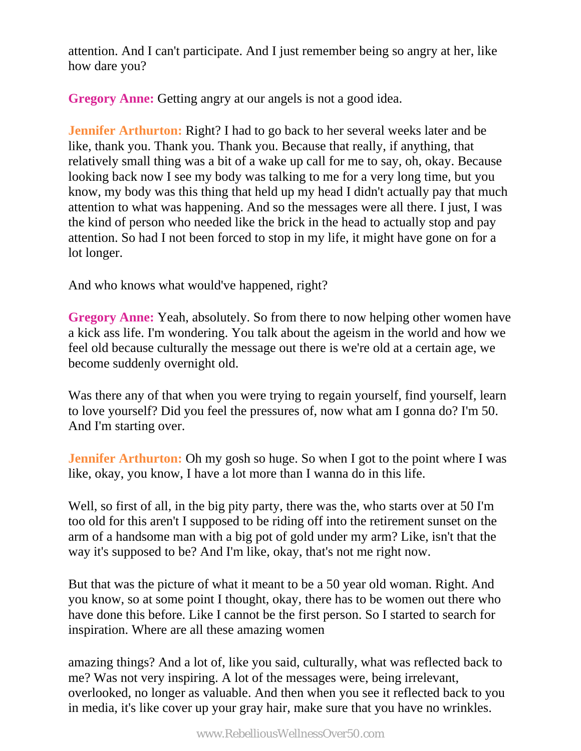attention. And I can't participate. And I just remember being so angry at her, like how dare you?

**Gregory Anne:** Getting angry at our angels is not a good idea.

**Jennifer Arthurton:** Right? I had to go back to her several weeks later and be like, thank you. Thank you. Thank you. Because that really, if anything, that relatively small thing was a bit of a wake up call for me to say, oh, okay. Because looking back now I see my body was talking to me for a very long time, but you know, my body was this thing that held up my head I didn't actually pay that much attention to what was happening. And so the messages were all there. I just, I was the kind of person who needed like the brick in the head to actually stop and pay attention. So had I not been forced to stop in my life, it might have gone on for a lot longer.

And who knows what would've happened, right?

**Gregory Anne:** Yeah, absolutely. So from there to now helping other women have a kick ass life. I'm wondering. You talk about the ageism in the world and how we feel old because culturally the message out there is we're old at a certain age, we become suddenly overnight old.

Was there any of that when you were trying to regain yourself, find yourself, learn to love yourself? Did you feel the pressures of, now what am I gonna do? I'm 50. And I'm starting over.

**Jennifer Arthurton:** Oh my gosh so huge. So when I got to the point where I was like, okay, you know, I have a lot more than I wanna do in this life.

Well, so first of all, in the big pity party, there was the, who starts over at 50 I'm too old for this aren't I supposed to be riding off into the retirement sunset on the arm of a handsome man with a big pot of gold under my arm? Like, isn't that the way it's supposed to be? And I'm like, okay, that's not me right now.

But that was the picture of what it meant to be a 50 year old woman. Right. And you know, so at some point I thought, okay, there has to be women out there who have done this before. Like I cannot be the first person. So I started to search for inspiration. Where are all these amazing women

amazing things? And a lot of, like you said, culturally, what was reflected back to me? Was not very inspiring. A lot of the messages were, being irrelevant, overlooked, no longer as valuable. And then when you see it reflected back to you in media, it's like cover up your gray hair, make sure that you have no wrinkles.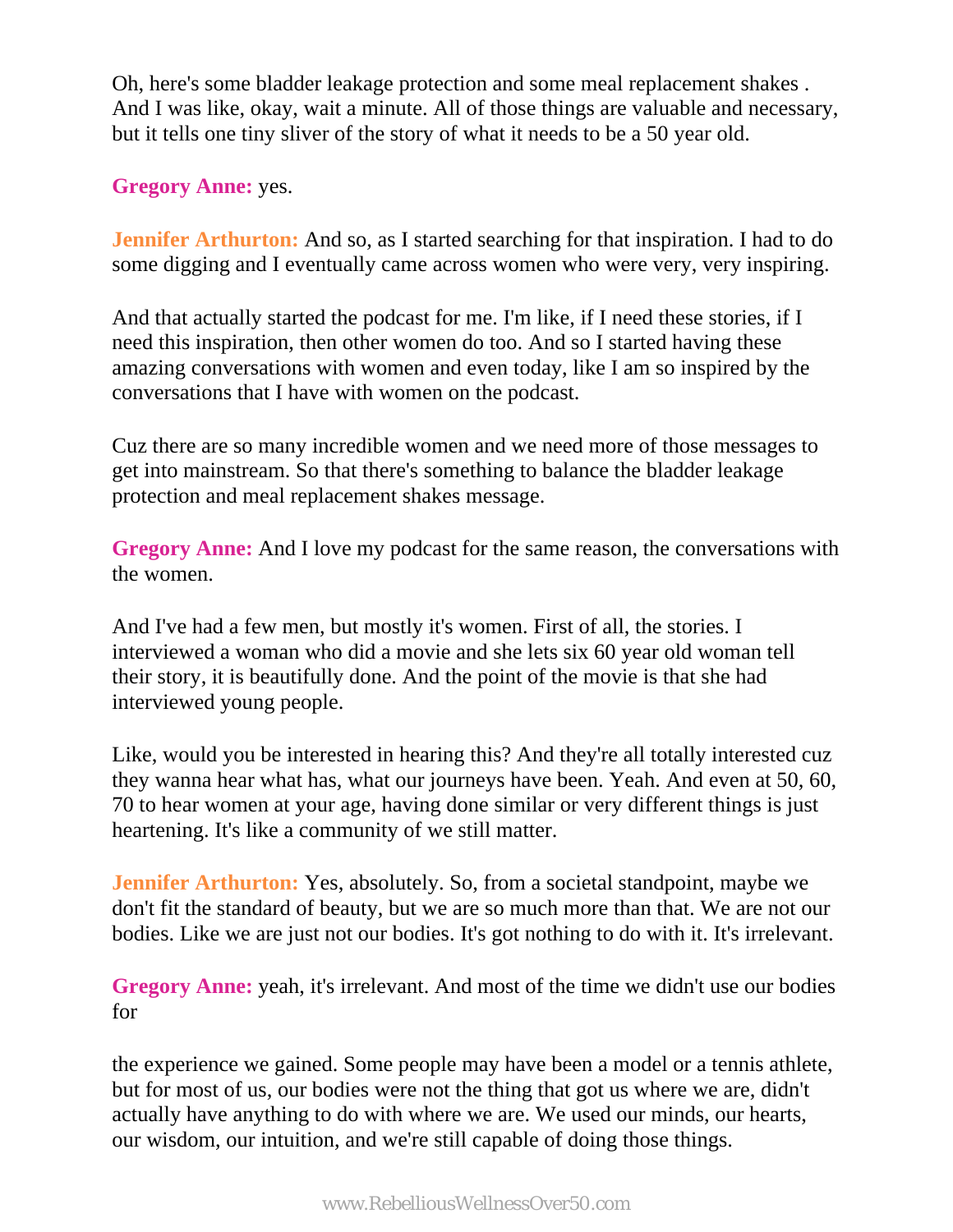Oh, here's some bladder leakage protection and some meal replacement shakes . And I was like, okay, wait a minute. All of those things are valuable and necessary, but it tells one tiny sliver of the story of what it needs to be a 50 year old.

**Gregory Anne:** yes.

**Jennifer Arthurton:** And so, as I started searching for that inspiration. I had to do some digging and I eventually came across women who were very, very inspiring.

And that actually started the podcast for me. I'm like, if I need these stories, if I need this inspiration, then other women do too. And so I started having these amazing conversations with women and even today, like I am so inspired by the conversations that I have with women on the podcast.

Cuz there are so many incredible women and we need more of those messages to get into mainstream. So that there's something to balance the bladder leakage protection and meal replacement shakes message.

**Gregory Anne:** And I love my podcast for the same reason, the conversations with the women.

And I've had a few men, but mostly it's women. First of all, the stories. I interviewed a woman who did a movie and she lets six 60 year old woman tell their story, it is beautifully done. And the point of the movie is that she had interviewed young people.

Like, would you be interested in hearing this? And they're all totally interested cuz they wanna hear what has, what our journeys have been. Yeah. And even at 50, 60, 70 to hear women at your age, having done similar or very different things is just heartening. It's like a community of we still matter.

**Jennifer Arthurton:** Yes, absolutely. So, from a societal standpoint, maybe we don't fit the standard of beauty, but we are so much more than that. We are not our bodies. Like we are just not our bodies. It's got nothing to do with it. It's irrelevant.

**Gregory Anne:** yeah, it's irrelevant. And most of the time we didn't use our bodies for

the experience we gained. Some people may have been a model or a tennis athlete, but for most of us, our bodies were not the thing that got us where we are, didn't actually have anything to do with where we are. We used our minds, our hearts, our wisdom, our intuition, and we're still capable of doing those things.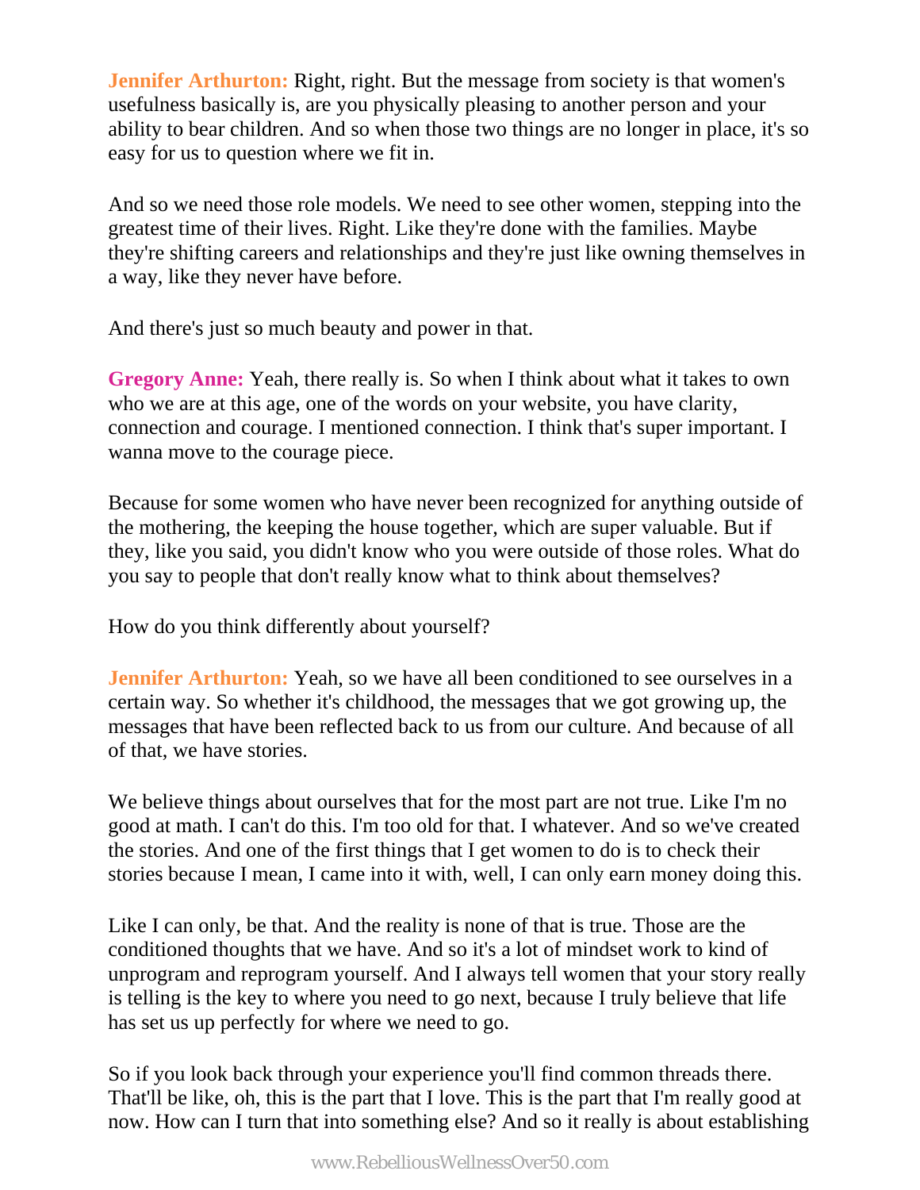**Jennifer Arthurton:** Right, right. But the message from society is that women's usefulness basically is, are you physically pleasing to another person and your ability to bear children. And so when those two things are no longer in place, it's so easy for us to question where we fit in.

And so we need those role models. We need to see other women, stepping into the greatest time of their lives. Right. Like they're done with the families. Maybe they're shifting careers and relationships and they're just like owning themselves in a way, like they never have before.

And there's just so much beauty and power in that.

**Gregory Anne:** Yeah, there really is. So when I think about what it takes to own who we are at this age, one of the words on your website, you have clarity, connection and courage. I mentioned connection. I think that's super important. I wanna move to the courage piece.

Because for some women who have never been recognized for anything outside of the mothering, the keeping the house together, which are super valuable. But if they, like you said, you didn't know who you were outside of those roles. What do you say to people that don't really know what to think about themselves?

How do you think differently about yourself?

**Jennifer Arthurton:** Yeah, so we have all been conditioned to see ourselves in a certain way. So whether it's childhood, the messages that we got growing up, the messages that have been reflected back to us from our culture. And because of all of that, we have stories.

We believe things about ourselves that for the most part are not true. Like I'm no good at math. I can't do this. I'm too old for that. I whatever. And so we've created the stories. And one of the first things that I get women to do is to check their stories because I mean, I came into it with, well, I can only earn money doing this.

Like I can only, be that. And the reality is none of that is true. Those are the conditioned thoughts that we have. And so it's a lot of mindset work to kind of unprogram and reprogram yourself. And I always tell women that your story really is telling is the key to where you need to go next, because I truly believe that life has set us up perfectly for where we need to go.

So if you look back through your experience you'll find common threads there. That'll be like, oh, this is the part that I love. This is the part that I'm really good at now. How can I turn that into something else? And so it really is about establishing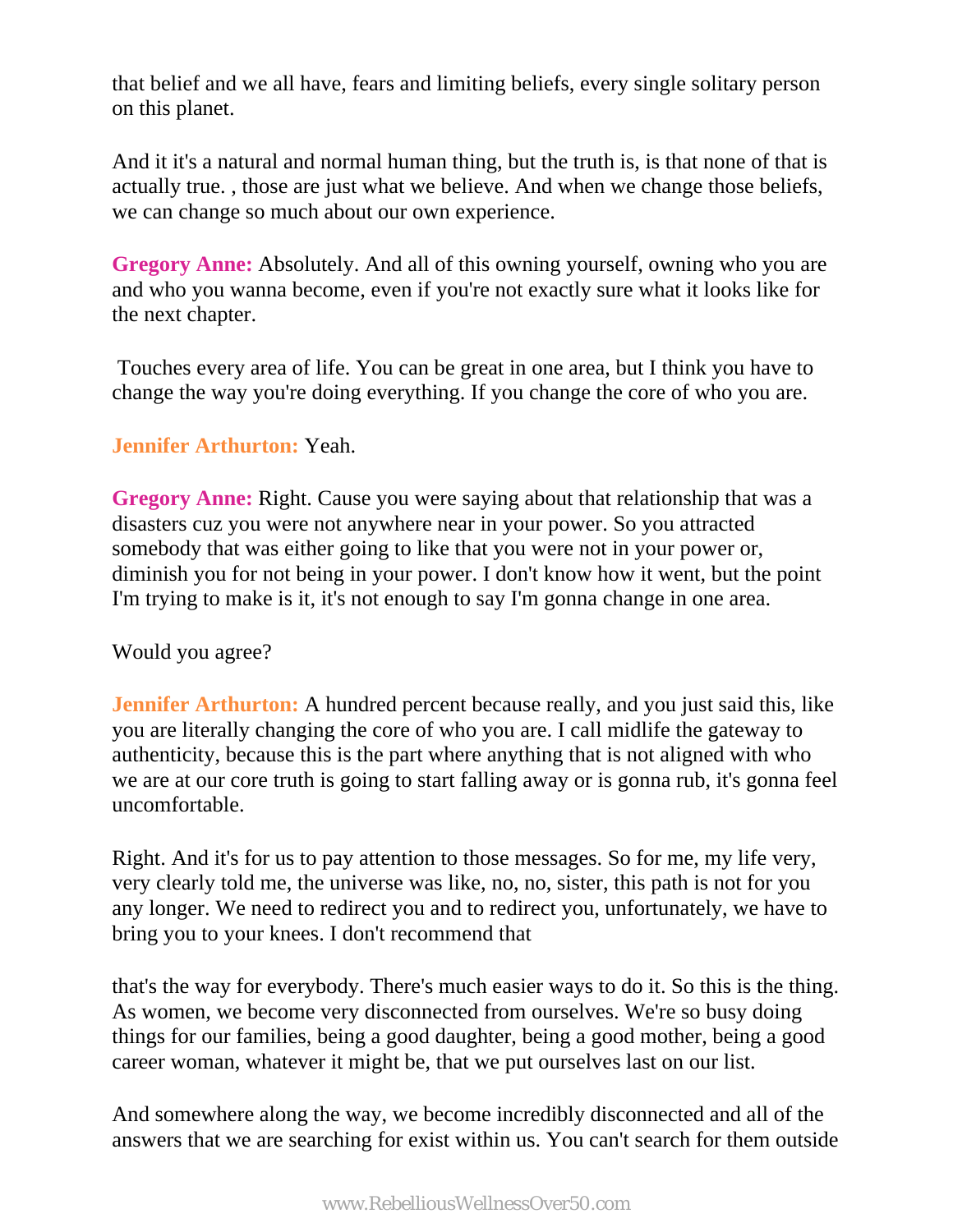that belief and we all have, fears and limiting beliefs, every single solitary person on this planet.

And it it's a natural and normal human thing, but the truth is, is that none of that is actually true. , those are just what we believe. And when we change those beliefs, we can change so much about our own experience.

**Gregory Anne:** Absolutely. And all of this owning yourself, owning who you are and who you wanna become, even if you're not exactly sure what it looks like for the next chapter.

Touches every area of life. You can be great in one area, but I think you have to change the way you're doing everything. If you change the core of who you are.

**Jennifer Arthurton:** Yeah.

**Gregory Anne:** Right. Cause you were saying about that relationship that was a disasters cuz you were not anywhere near in your power. So you attracted somebody that was either going to like that you were not in your power or, diminish you for not being in your power. I don't know how it went, but the point I'm trying to make is it, it's not enough to say I'm gonna change in one area.

Would you agree?

**Jennifer Arthurton:** A hundred percent because really, and you just said this, like you are literally changing the core of who you are. I call midlife the gateway to authenticity, because this is the part where anything that is not aligned with who we are at our core truth is going to start falling away or is gonna rub, it's gonna feel uncomfortable.

Right. And it's for us to pay attention to those messages. So for me, my life very, very clearly told me, the universe was like, no, no, sister, this path is not for you any longer. We need to redirect you and to redirect you, unfortunately, we have to bring you to your knees. I don't recommend that

that's the way for everybody. There's much easier ways to do it. So this is the thing. As women, we become very disconnected from ourselves. We're so busy doing things for our families, being a good daughter, being a good mother, being a good career woman, whatever it might be, that we put ourselves last on our list.

And somewhere along the way, we become incredibly disconnected and all of the answers that we are searching for exist within us. You can't search for them outside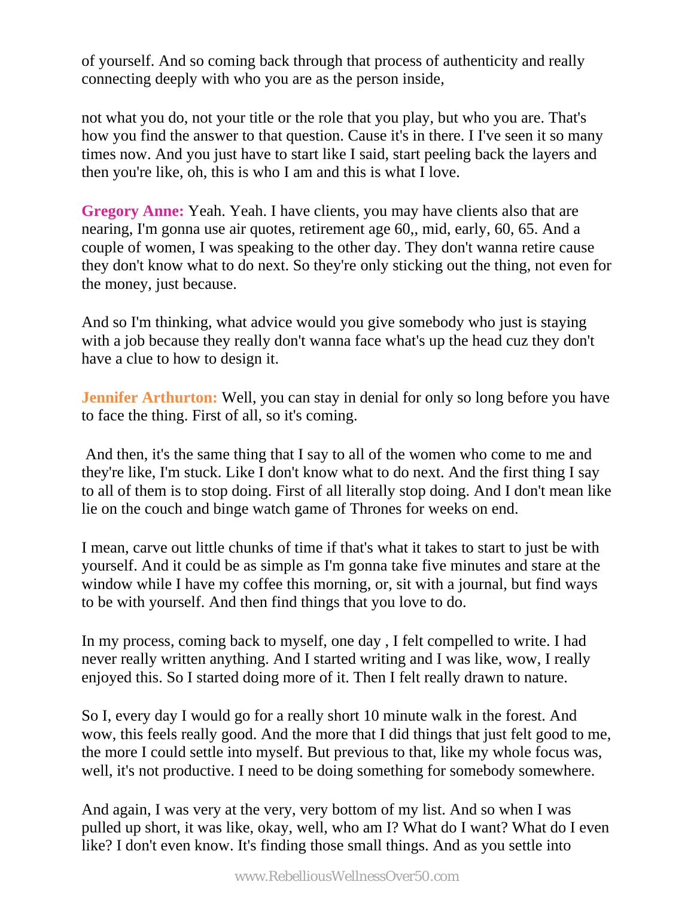of yourself. And so coming back through that process of authenticity and really connecting deeply with who you are as the person inside,

not what you do, not your title or the role that you play, but who you are. That's how you find the answer to that question. Cause it's in there. I I've seen it so many times now. And you just have to start like I said, start peeling back the layers and then you're like, oh, this is who I am and this is what I love.

**Gregory Anne:** Yeah. Yeah. I have clients, you may have clients also that are nearing, I'm gonna use air quotes, retirement age 60,, mid, early, 60, 65. And a couple of women, I was speaking to the other day. They don't wanna retire cause they don't know what to do next. So they're only sticking out the thing, not even for the money, just because.

And so I'm thinking, what advice would you give somebody who just is staying with a job because they really don't wanna face what's up the head cuz they don't have a clue to how to design it.

**Jennifer Arthurton:** Well, you can stay in denial for only so long before you have to face the thing. First of all, so it's coming.

And then, it's the same thing that I say to all of the women who come to me and they're like, I'm stuck. Like I don't know what to do next. And the first thing I say to all of them is to stop doing. First of all literally stop doing. And I don't mean like lie on the couch and binge watch game of Thrones for weeks on end.

I mean, carve out little chunks of time if that's what it takes to start to just be with yourself. And it could be as simple as I'm gonna take five minutes and stare at the window while I have my coffee this morning, or, sit with a journal, but find ways to be with yourself. And then find things that you love to do.

In my process, coming back to myself, one day , I felt compelled to write. I had never really written anything. And I started writing and I was like, wow, I really enjoyed this. So I started doing more of it. Then I felt really drawn to nature.

So I, every day I would go for a really short 10 minute walk in the forest. And wow, this feels really good. And the more that I did things that just felt good to me, the more I could settle into myself. But previous to that, like my whole focus was, well, it's not productive. I need to be doing something for somebody somewhere.

And again, I was very at the very, very bottom of my list. And so when I was pulled up short, it was like, okay, well, who am I? What do I want? What do I even like? I don't even know. It's finding those small things. And as you settle into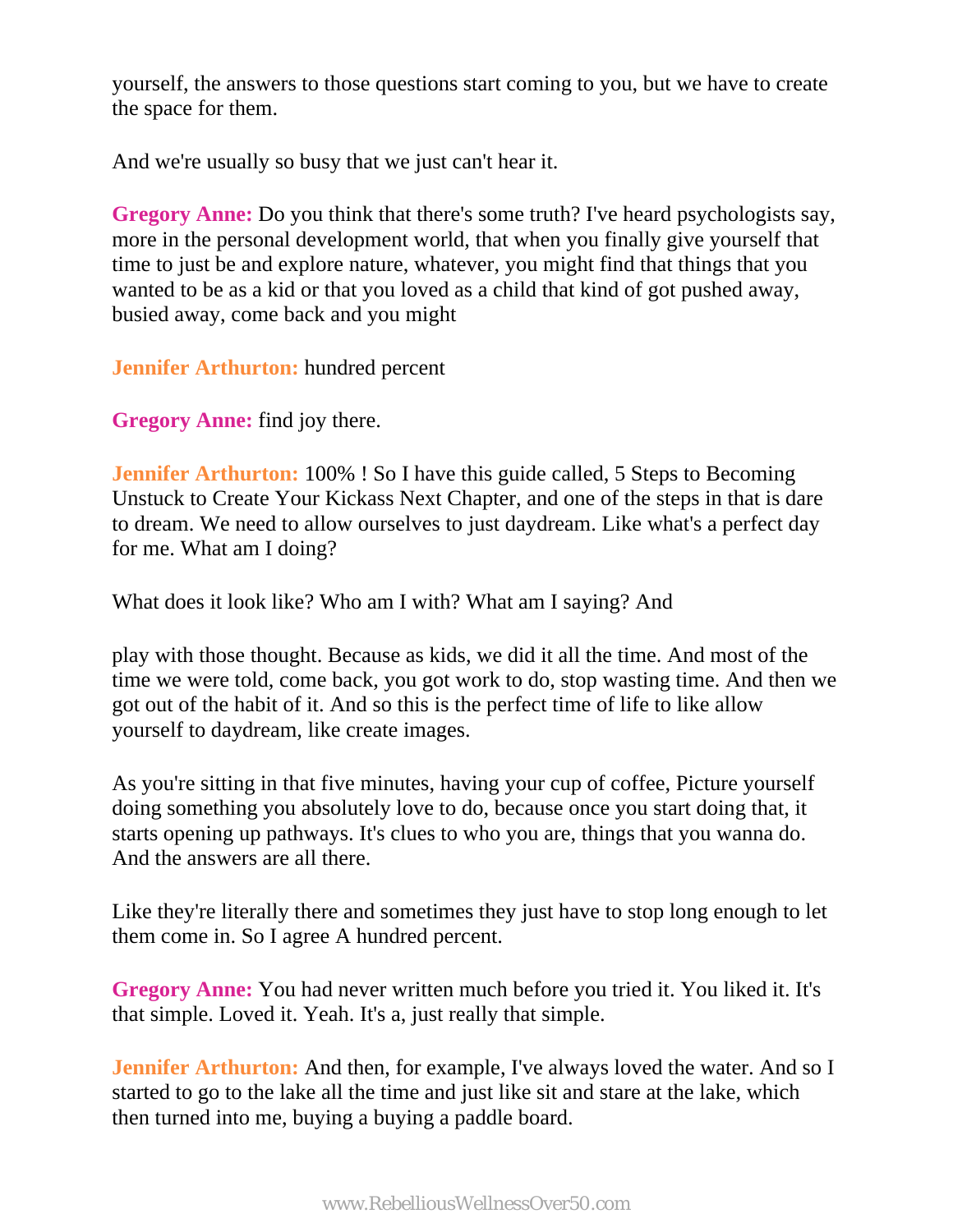yourself, the answers to those questions start coming to you, but we have to create the space for them.

And we're usually so busy that we just can't hear it.

**Gregory Anne:** Do you think that there's some truth? I've heard psychologists say, more in the personal development world, that when you finally give yourself that time to just be and explore nature, whatever, you might find that things that you wanted to be as a kid or that you loved as a child that kind of got pushed away, busied away, come back and you might

**Jennifer Arthurton:** hundred percent

**Gregory Anne:** find joy there.

**Jennifer Arthurton:** 100% ! So I have this guide called, 5 Steps to Becoming Unstuck to Create Your Kickass Next Chapter, and one of the steps in that is dare to dream. We need to allow ourselves to just daydream. Like what's a perfect day for me. What am I doing?

What does it look like? Who am I with? What am I saying? And

play with those thought. Because as kids, we did it all the time. And most of the time we were told, come back, you got work to do, stop wasting time. And then we got out of the habit of it. And so this is the perfect time of life to like allow yourself to daydream, like create images.

As you're sitting in that five minutes, having your cup of coffee, Picture yourself doing something you absolutely love to do, because once you start doing that, it starts opening up pathways. It's clues to who you are, things that you wanna do. And the answers are all there.

Like they're literally there and sometimes they just have to stop long enough to let them come in. So I agree A hundred percent.

**Gregory Anne:** You had never written much before you tried it. You liked it. It's that simple. Loved it. Yeah. It's a, just really that simple.

**Jennifer Arthurton:** And then, for example, I've always loved the water. And so I started to go to the lake all the time and just like sit and stare at the lake, which then turned into me, buying a buying a paddle board.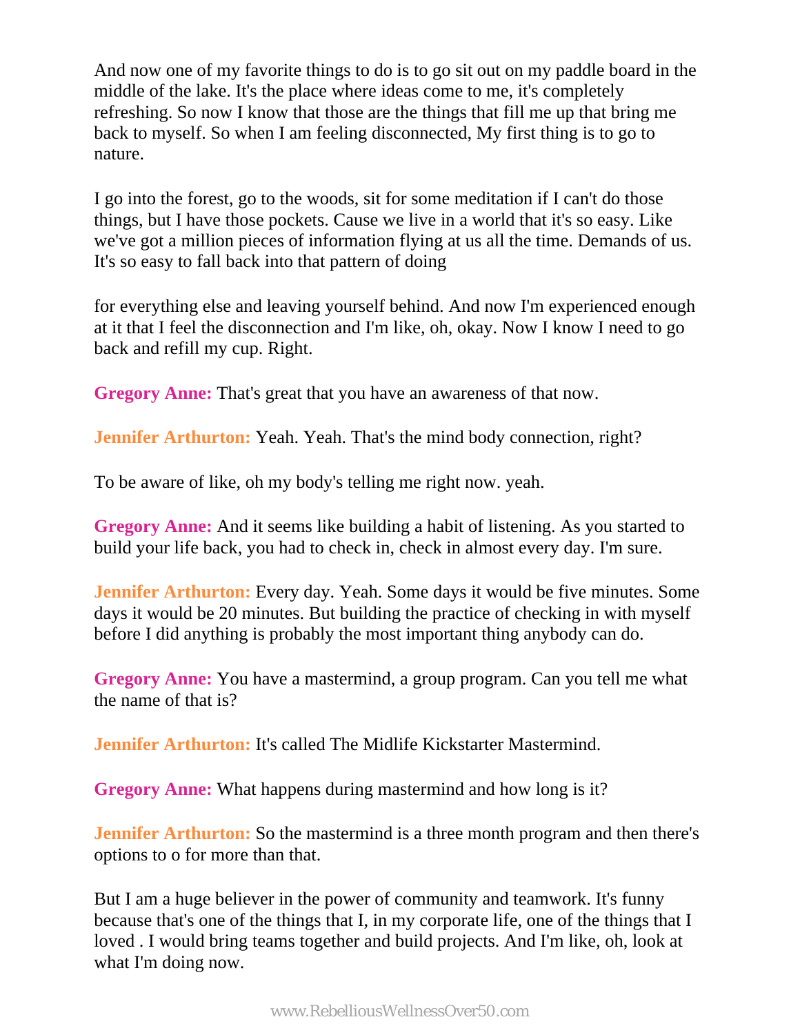And now one of my favorite things to do is to go sit out on my paddle board in the middle of the lake. It's the place where ideas come to me, it's completely refreshing. So now I know that those are the things that fill me up that bring me back to myself. So when I am feeling disconnected, My first thing is to go to nature.

I go into the forest, go to the woods, sit for some meditation if I can't do those things, but I have those pockets. Cause we live in a world that it's so easy. Like we've got a million pieces of information flying at us all the time. Demands of us. It's so easy to fall back into that pattern of doing

for everything else and leaving yourself behind. And now I'm experienced enough at it that I feel the disconnection and I'm like, oh, okay. Now I know I need to go back and refill my cup. Right.

**Gregory Anne:** That's great that you have an awareness of that now.

**Jennifer Arthurton:** Yeah. Yeah. That's the mind body connection, right?

To be aware of like, oh my body's telling me right now. yeah.

**Gregory Anne:** And it seems like building a habit of listening. As you started to build your life back, you had to check in, check in almost every day. I'm sure.

**Jennifer Arthurton:** Every day. Yeah. Some days it would be five minutes. Some days it would be 20 minutes. But building the practice of checking in with myself before I did anything is probably the most important thing anybody can do.

**Gregory Anne:** You have a mastermind, a group program. Can you tell me what the name of that is?

**Jennifer Arthurton:** It's called The Midlife Kickstarter Mastermind.

**Gregory Anne:** What happens during mastermind and how long is it?

**Jennifer Arthurton:** So the mastermind is a three month program and then there's options to o for more than that.

But I am a huge believer in the power of community and teamwork. It's funny because that's one of the things that I, in my corporate life, one of the things that I loved . I would bring teams together and build projects. And I'm like, oh, look at what I'm doing now.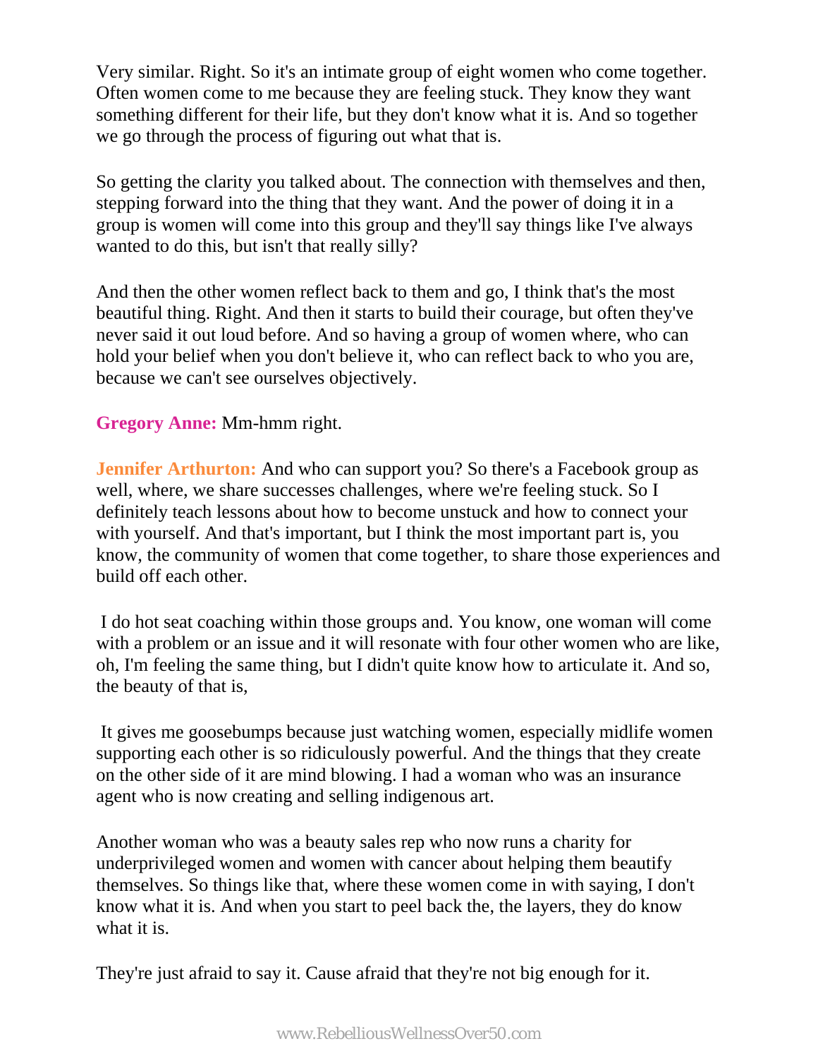Very similar. Right. So it's an intimate group of eight women who come together. Often women come to me because they are feeling stuck. They know they want something different for their life, but they don't know what it is. And so together we go through the process of figuring out what that is.

So getting the clarity you talked about. The connection with themselves and then, stepping forward into the thing that they want. And the power of doing it in a group is women will come into this group and they'll say things like I've always wanted to do this, but isn't that really silly?

And then the other women reflect back to them and go, I think that's the most beautiful thing. Right. And then it starts to build their courage, but often they've never said it out loud before. And so having a group of women where, who can hold your belief when you don't believe it, who can reflect back to who you are, because we can't see ourselves objectively.

**Gregory Anne:** Mm-hmm right.

**Jennifer Arthurton:** And who can support you? So there's a Facebook group as well, where, we share successes challenges, where we're feeling stuck. So I definitely teach lessons about how to become unstuck and how to connect your with yourself. And that's important, but I think the most important part is, you know, the community of women that come together, to share those experiences and build off each other.

I do hot seat coaching within those groups and. You know, one woman will come with a problem or an issue and it will resonate with four other women who are like, oh, I'm feeling the same thing, but I didn't quite know how to articulate it. And so, the beauty of that is,

It gives me goosebumps because just watching women, especially midlife women supporting each other is so ridiculously powerful. And the things that they create on the other side of it are mind blowing. I had a woman who was an insurance agent who is now creating and selling indigenous art.

Another woman who was a beauty sales rep who now runs a charity for underprivileged women and women with cancer about helping them beautify themselves. So things like that, where these women come in with saying, I don't know what it is. And when you start to peel back the, the layers, they do know what it is.

They're just afraid to say it. Cause afraid that they're not big enough for it.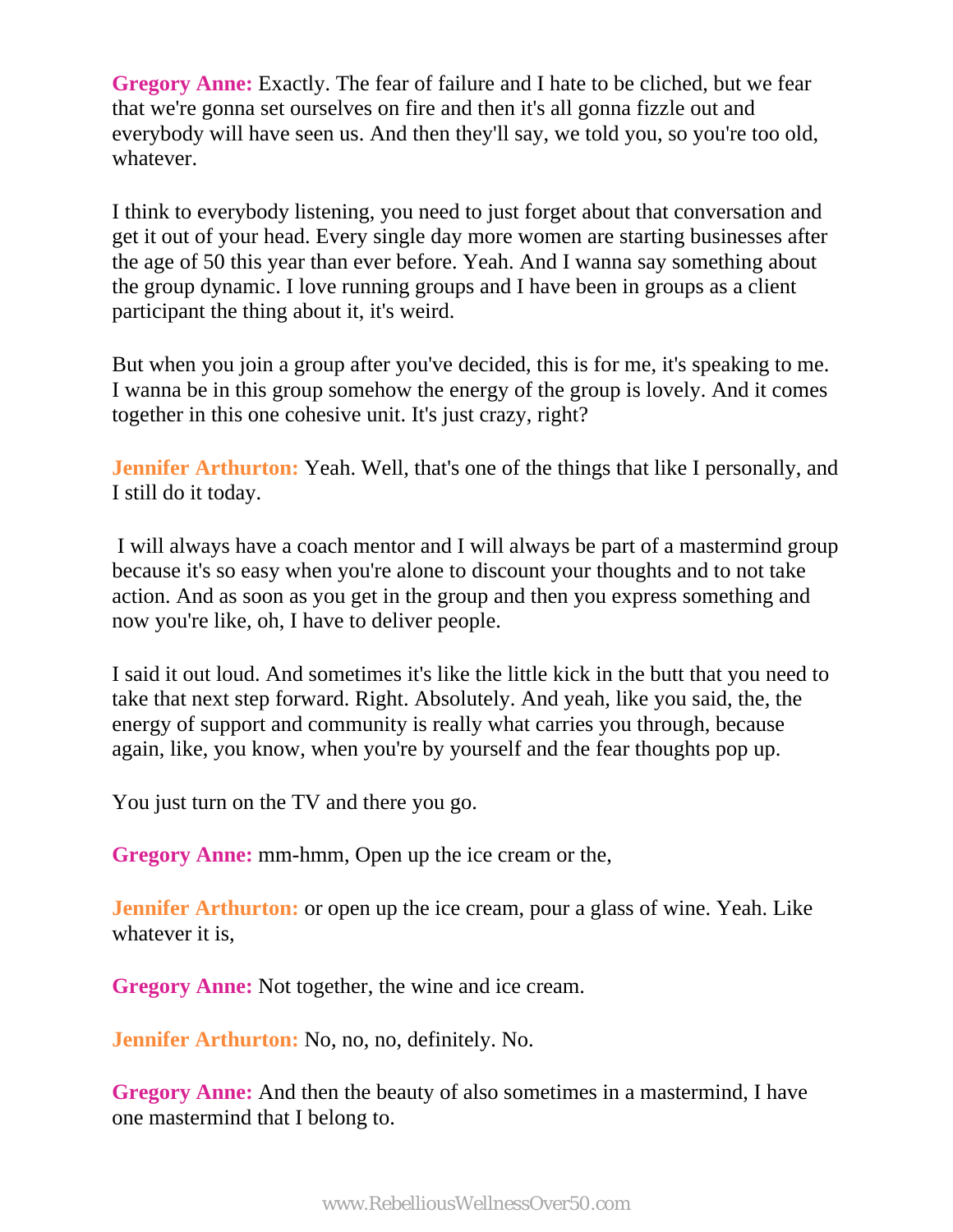**Gregory Anne:** Exactly. The fear of failure and I hate to be cliched, but we fear that we're gonna set ourselves on fire and then it's all gonna fizzle out and everybody will have seen us. And then they'll say, we told you, so you're too old, whatever.

I think to everybody listening, you need to just forget about that conversation and get it out of your head. Every single day more women are starting businesses after the age of 50 this year than ever before. Yeah. And I wanna say something about the group dynamic. I love running groups and I have been in groups as a client participant the thing about it, it's weird.

But when you join a group after you've decided, this is for me, it's speaking to me. I wanna be in this group somehow the energy of the group is lovely. And it comes together in this one cohesive unit. It's just crazy, right?

**Jennifer Arthurton:** Yeah. Well, that's one of the things that like I personally, and I still do it today.

I will always have a coach mentor and I will always be part of a mastermind group because it's so easy when you're alone to discount your thoughts and to not take action. And as soon as you get in the group and then you express something and now you're like, oh, I have to deliver people.

I said it out loud. And sometimes it's like the little kick in the butt that you need to take that next step forward. Right. Absolutely. And yeah, like you said, the, the energy of support and community is really what carries you through, because again, like, you know, when you're by yourself and the fear thoughts pop up.

You just turn on the TV and there you go.

**Gregory Anne:** mm-hmm, Open up the ice cream or the,

**Jennifer Arthurton:** or open up the ice cream, pour a glass of wine. Yeah. Like whatever it is,

**Gregory Anne:** Not together, the wine and ice cream.

**Jennifer Arthurton:** No, no, no, definitely. No.

**Gregory Anne:** And then the beauty of also sometimes in a mastermind, I have one mastermind that I belong to.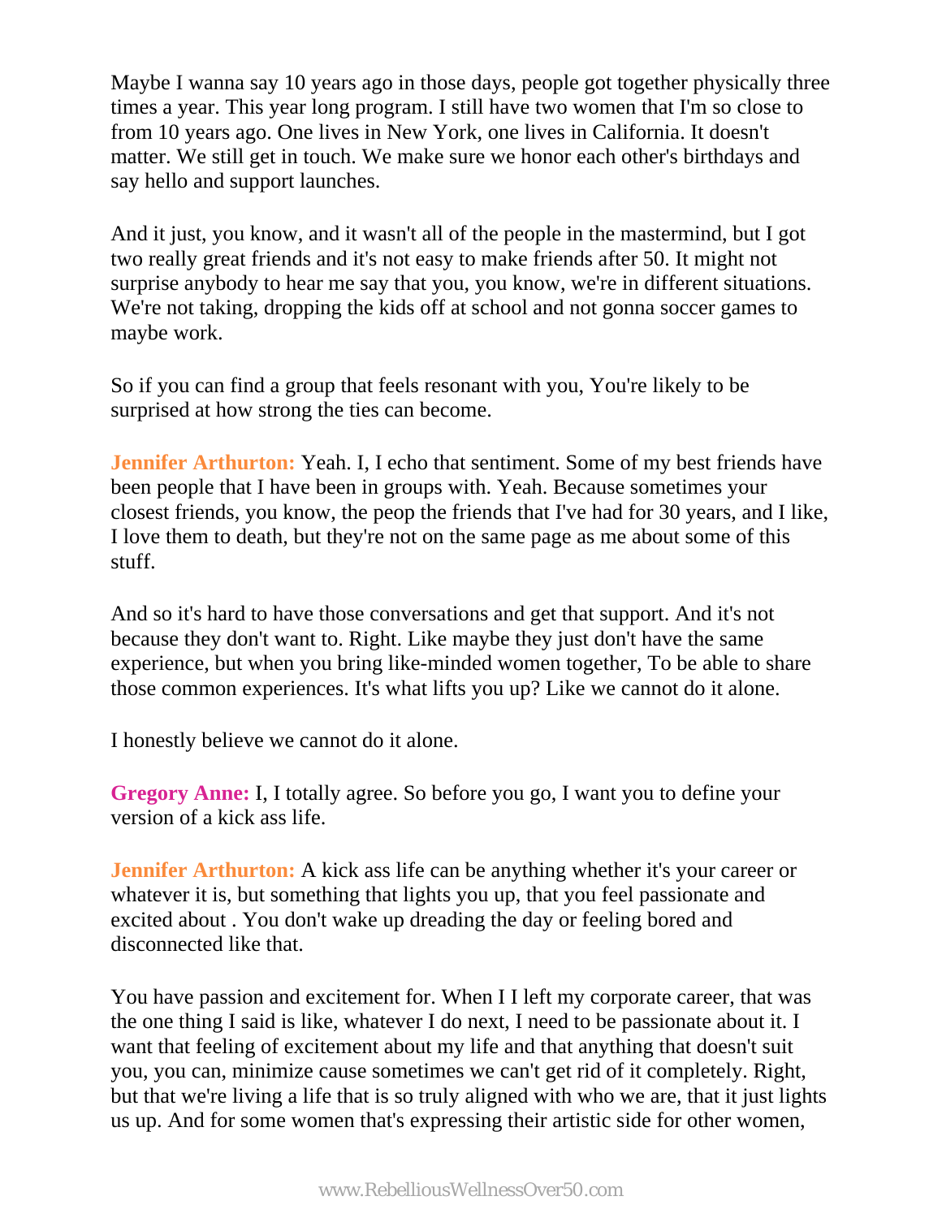Maybe I wanna say 10 years ago in those days, people got together physically three times a year. This year long program. I still have two women that I'm so close to from 10 years ago. One lives in New York, one lives in California. It doesn't matter. We still get in touch. We make sure we honor each other's birthdays and say hello and support launches.

And it just, you know, and it wasn't all of the people in the mastermind, but I got two really great friends and it's not easy to make friends after 50. It might not surprise anybody to hear me say that you, you know, we're in different situations. We're not taking, dropping the kids off at school and not gonna soccer games to maybe work.

So if you can find a group that feels resonant with you, You're likely to be surprised at how strong the ties can become.

**Jennifer Arthurton:** Yeah. I, I echo that sentiment. Some of my best friends have been people that I have been in groups with. Yeah. Because sometimes your closest friends, you know, the peop the friends that I've had for 30 years, and I like, I love them to death, but they're not on the same page as me about some of this stuff.

And so it's hard to have those conversations and get that support. And it's not because they don't want to. Right. Like maybe they just don't have the same experience, but when you bring like-minded women together, To be able to share those common experiences. It's what lifts you up? Like we cannot do it alone.

I honestly believe we cannot do it alone.

**Gregory Anne:** I, I totally agree. So before you go, I want you to define your version of a kick ass life.

**Jennifer Arthurton:** A kick ass life can be anything whether it's your career or whatever it is, but something that lights you up, that you feel passionate and excited about . You don't wake up dreading the day or feeling bored and disconnected like that.

You have passion and excitement for. When I I left my corporate career, that was the one thing I said is like, whatever I do next, I need to be passionate about it. I want that feeling of excitement about my life and that anything that doesn't suit you, you can, minimize cause sometimes we can't get rid of it completely. Right, but that we're living a life that is so truly aligned with who we are, that it just lights us up. And for some women that's expressing their artistic side for other women,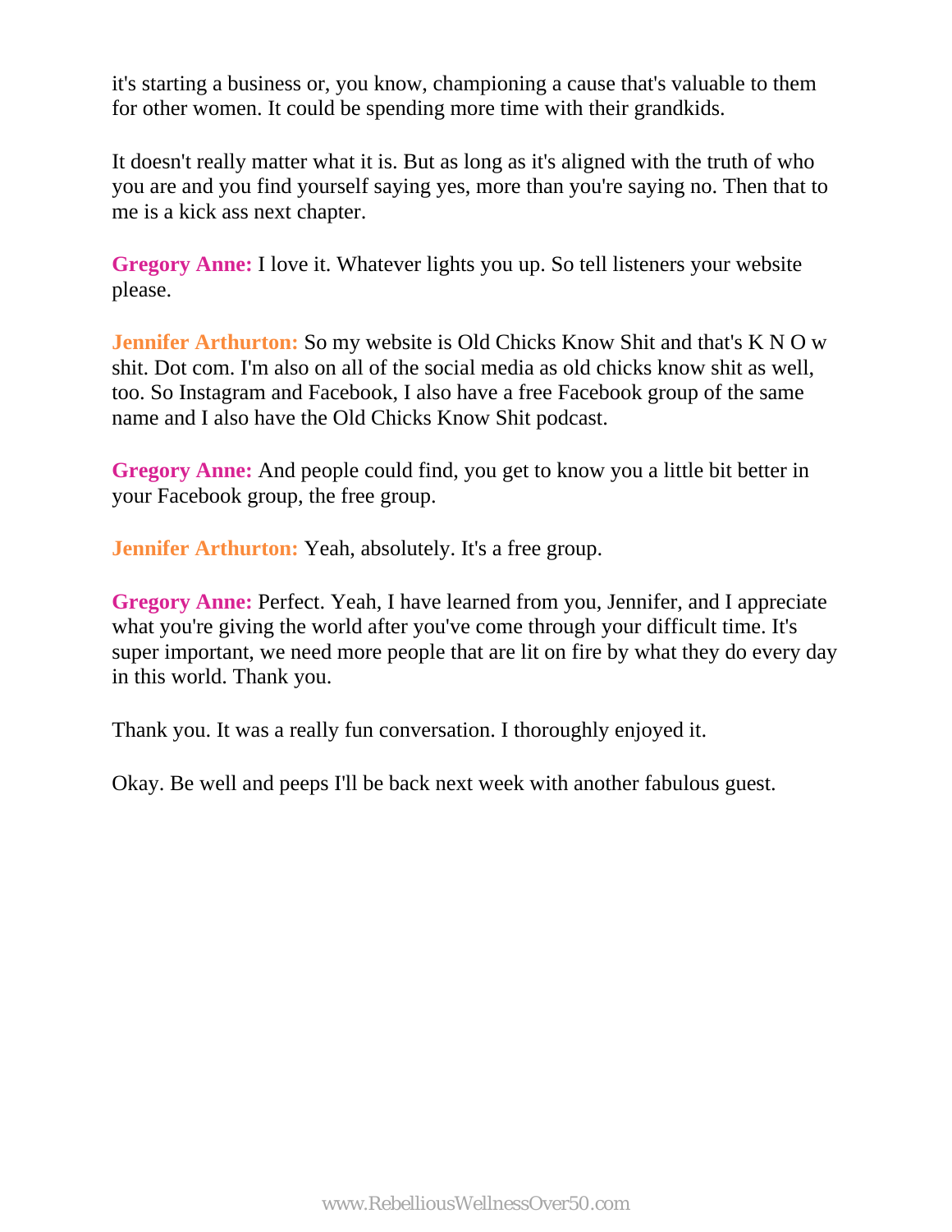it's starting a business or, you know, championing a cause that's valuable to them for other women. It could be spending more time with their grandkids.

It doesn't really matter what it is. But as long as it's aligned with the truth of who you are and you find yourself saying yes, more than you're saying no. Then that to me is a kick ass next chapter.

**Gregory Anne:** I love it. Whatever lights you up. So tell listeners your website please.

**Jennifer Arthurton:** So my website is Old Chicks Know Shit and that's K N O w shit. Dot com. I'm also on all of the social media as old chicks know shit as well, too. So Instagram and Facebook, I also have a free Facebook group of the same name and I also have the Old Chicks Know Shit podcast.

**Gregory Anne:** And people could find, you get to know you a little bit better in your Facebook group, the free group.

**Jennifer Arthurton:** Yeah, absolutely. It's a free group.

**Gregory Anne:** Perfect. Yeah, I have learned from you, Jennifer, and I appreciate what you're giving the world after you've come through your difficult time. It's super important, we need more people that are lit on fire by what they do every day in this world. Thank you.

Thank you. It was a really fun conversation. I thoroughly enjoyed it.

Okay. Be well and peeps I'll be back next week with another fabulous guest.